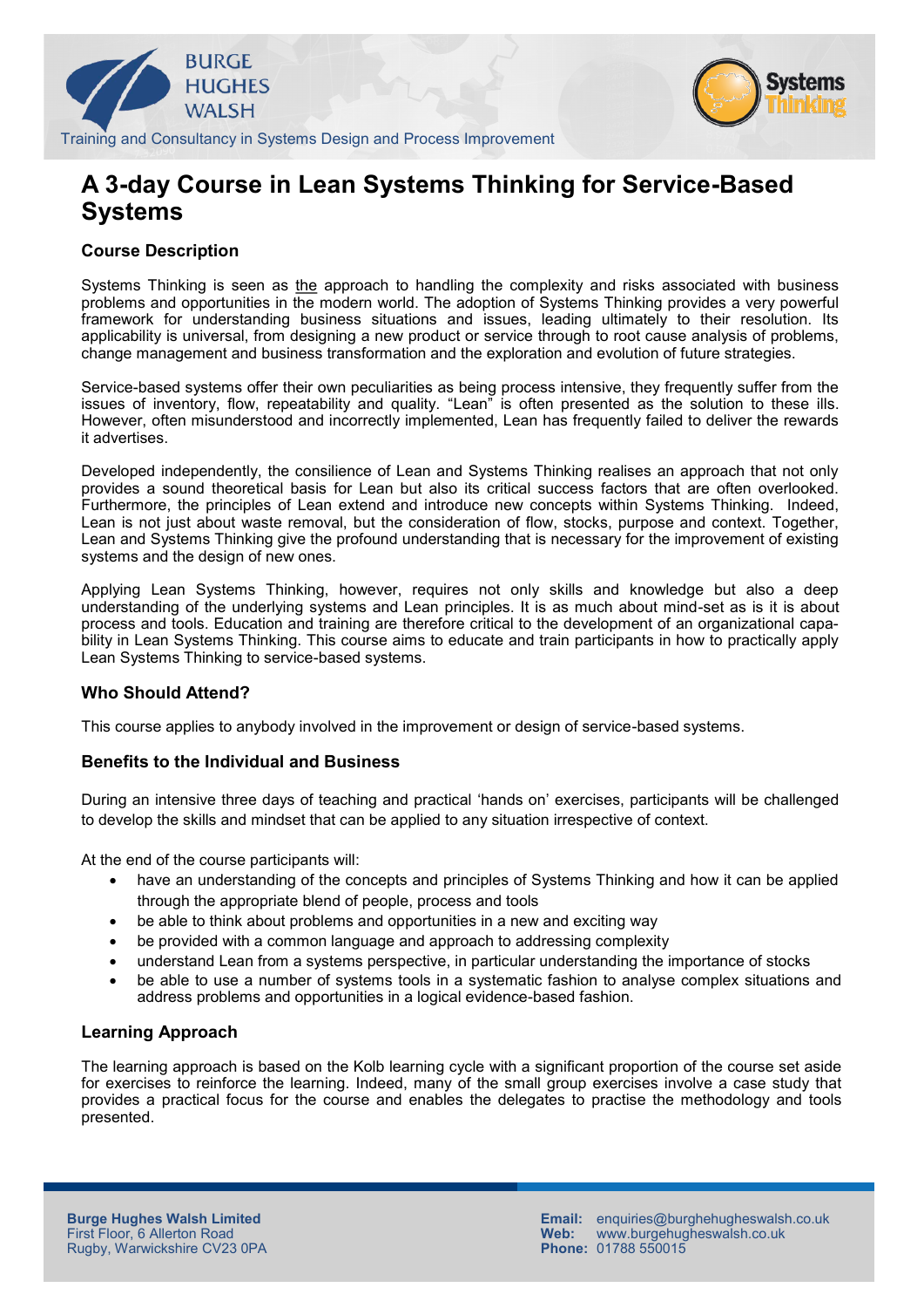BURGE HUGHES WALSH

Training and Consultancy in Systems Design and Process Improvement

Systems Thinking

# A 3-day Course in Lean Systems Thinking for Service-Based Systems

## Course Description

Systems Thinking is seen as the approach to handling the complexity and risks associated with business problems and opportunities in the modern world. The adoption of Systems Thinking provides a very powerful framework for understanding business situations and issues, leading ultimately to their resolution. Its applicability is universal, from designing a new product or service through to root cause analysis of problems, change management and business transformation and the exploration and evolution of future strategies.

Service-based systems offer their own peculiarities as being process intensive, they frequently suffer from the issues of inventory, flow, repeatability and quality. "Lean" is often presented as the solution to these ills. However, often misunderstood and incorrectly implemented, Lean has frequently failed to deliver the rewards it advertises.

Developed independently, the consilience of Lean and Systems Thinking realises an approach that not only provides a sound theoretical basis for Lean but also its critical success factors that are often overlooked. Furthermore, the principles of Lean extend and introduce new concepts within Systems Thinking. Indeed, Lean is not just about waste removal, but the consideration of flow, stocks, purpose and context. Together, Lean and Systems Thinking give the profound understanding that is necessary for the improvement of existing systems and the design of new ones.

Applying Lean Systems Thinking, however, requires not only skills and knowledge but also a deep understanding of the underlying systems and Lean principles. It is as much about mind-set as is it is about process and tools. Education and training are therefore critical to the development of an organizational capability in Lean Systems Thinking. This course aims to educate and train participants in how to practically apply Lean Systems Thinking to service-based systems.

## Who Should Attend?

This course applies to anybody involved in the improvement or design of service-based systems.

## Benefits to the Individual and Business

During an intensive three days of teaching and practical 'hands on' exercises, participants will be challenged to develop the skills and mindset that can be applied to any situation irrespective of context.

At the end of the course participants will:

- have an understanding of the concepts and principles of Systems Thinking and how it can be applied through the appropriate blend of people, process and tools
- be able to think about problems and opportunities in a new and exciting way
- be provided with a common language and approach to addressing complexity
- understand Lean from a systems perspective, in particular understanding the importance of stocks
- be able to use a number of systems tools in a systematic fashion to analyse complex situations and address problems and opportunities in a logical evidence-based fashion.

## Learning Approach

The learning approach is based on the Kolb learning cycle with a significant proportion of the course set aside for exercises to reinforce the learning. Indeed, many of the small group exercises involve a case study that provides a practical focus for the course and enables the delegates to practise the methodology and tools presented.

**Burge Hughes Walsh Limited**
First Floor, 6 Allerton Road
Rugby, Warwickshire CV23 0PA

**Email:** enquiries@burgehugheswalsh.co.uk
**Web:** www.burgehugheswalsh.co.uk
**Phone:** 01788 550015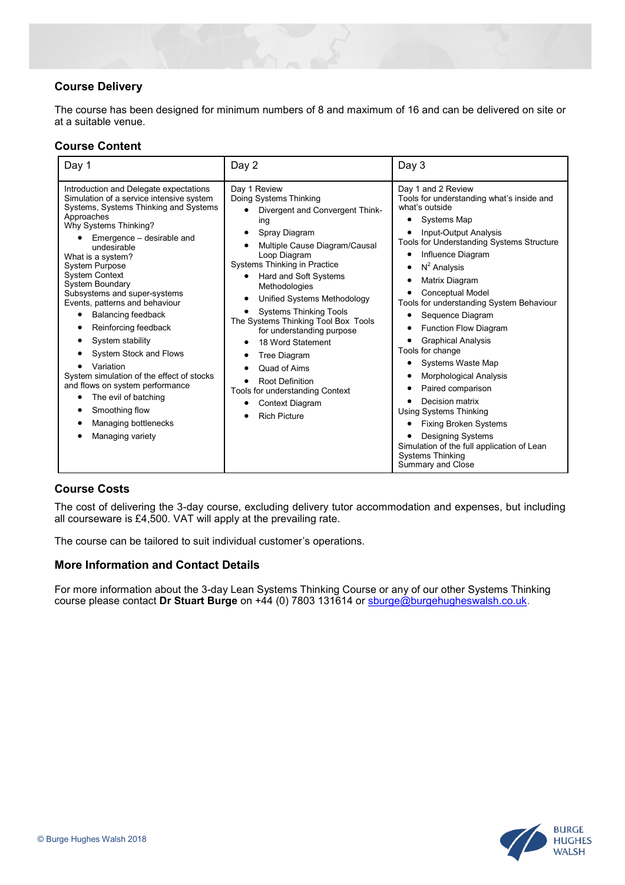## Course Delivery

The course has been designed for minimum numbers of 8 and maximum of 16 and can be delivered on site or at a suitable venue.

## Course Content

| Day 1 | Day 2 | Day 3 |
|---|---|---|
| Introduction and Delegate expectations<br>Simulation of a service intensive system<br>Systems, Systems Thinking and Systems Approaches<br>Why Systems Thinking?<br>• Emergence – desirable and undesirable<br>What is a system?<br>System Purpose<br>System Context<br>System Boundary<br>Subsystems and super-systems<br>Events, patterns and behaviour<br>• Balancing feedback<br>• Reinforcing feedback<br>• System stability<br>• System Stock and Flows<br>• Variation<br>System simulation of the effect of stocks and flows on system performance<br>• The evil of batching<br>• Smoothing flow<br>• Managing bottlenecks<br>• Managing variety | Day 1 Review<br>Doing Systems Thinking<br>• Divergent and Convergent Thinking<br>• Spray Diagram<br>• Multiple Cause Diagram/Causal Loop Diagram<br>Systems Thinking in Practice<br>• Hard and Soft Systems Methodologies<br>• Unified Systems Methodology<br>• Systems Thinking Tools<br>The Systems Thinking Tool Box Tools for understanding purpose<br>• 18 Word Statement<br>• Tree Diagram<br>• Quad of Aims<br>• Root Definition<br>Tools for understanding Context<br>• Context Diagram<br>• Rich Picture | Day 1 and 2 Review<br>Tools for understanding what's inside and what's outside<br>• Systems Map<br>• Input-Output Analysis<br>Tools for Understanding Systems Structure<br>• Influence Diagram<br>• $N^2$ Analysis<br>• Matrix Diagram<br>• Conceptual Model<br>Tools for understanding System Behaviour<br>• Sequence Diagram<br>• Function Flow Diagram<br>• Graphical Analysis<br>Tools for change<br>• Systems Waste Map<br>• Morphological Analysis<br>• Paired comparison<br>• Decision matrix<br>Using Systems Thinking<br>• Fixing Broken Systems<br>• Designing Systems<br>Simulation of the full application of Lean Systems Thinking<br>Summary and Close |

## Course Costs

The cost of delivering the 3-day course, excluding delivery tutor accommodation and expenses, but including all courseware is £4,500. VAT will apply at the prevailing rate.

The course can be tailored to suit individual customer's operations.

## More Information and Contact Details

For more information about the 3-day Lean Systems Thinking Course or any of our other Systems Thinking course please contact **Dr Stuart Burge** on +44 (0) 7803 131614 or sburge@burgehugheswalsh.co.uk.

© Burge Hughes Walsh 2018